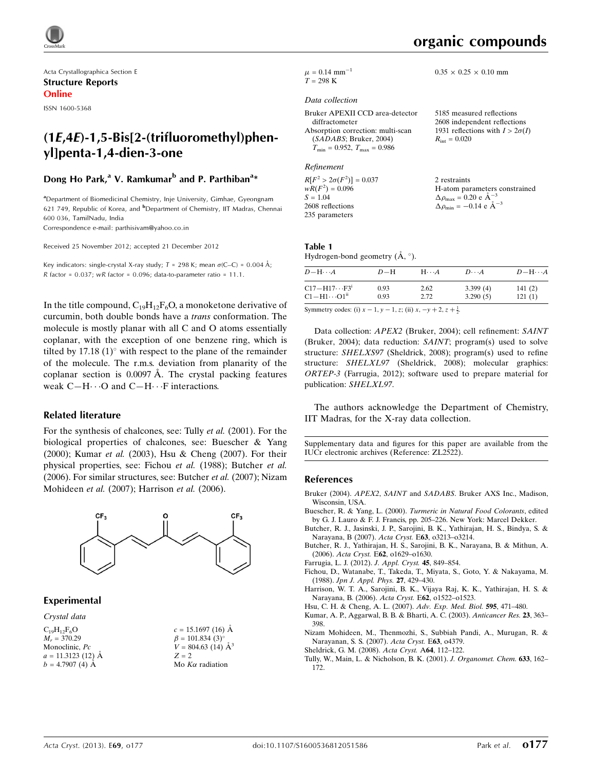Acta Crystallographica Section E

**Structure Reports Online**

ISSN 1600-5368

# (1*E*,4*E*)-1,5-Bis[2-(trifluoromethyl)phenyl]penta-1,4-dien-3-one

**Dong Ho Park,[a] V. Ramkumar[b] and P. Parthiban[a]***

[a]Department of Biomedicinal Chemistry, Inje University, Gimhae, Gyeongnam 621 749, Republic of Korea, and [b]Department of Chemistry, IIT Madras, Chennai 600 036, TamilNadu, India

Correspondence e-mail: parthisivam@yahoo.co.in

Received 25 November 2012; accepted 21 December 2012

Key indicators: single-crystal X-ray study; $T = 298$ K; mean $\sigma$(C–C) = 0.004 Å; $R$ factor = 0.037; $wR$ factor = 0.096; data-to-parameter ratio = 11.1.

In the title compound, $C_{19}H_{12}F_6O$, a monoketone derivative of curcumin, both double bonds have a *trans* conformation. The molecule is mostly planar with all C and O atoms essentially coplanar, with the exception of one benzene ring, which is tilted by 17.18 (1)° with respect to the plane of the remainder of the molecule. The r.m.s. deviation from planarity of the coplanar section is 0.0097 Å. The crystal packing features weak C—H···O and C—H···F interactions.

## Related literature

For the synthesis of chalcones, see: Tully *et al.* (2001). For the biological properties of chalcones, see: Buescher & Yang (2000); Kumar *et al.* (2003), Hsu & Cheng (2007). For their physical properties, see: Fichou *et al.* (1988); Butcher *et al.* (2006). For similar structures, see: Butcher *et al.* (2007); Nizam Mohideen *et al.* (2007); Harrison *et al.* (2006).

## Experimental

### Crystal data

$C_{19}H_{12}F_6O$
$M_r = 370.29$
Monoclinic, $Pc$
$a = 11.3123$ (12) Å
$b = 4.7907$ (4) Å
$c = 15.1697$ (16) Å
$\beta = 101.834$ (3)°
$V = 804.63$ (14) Å$^3$
$Z = 2$
Mo $K\alpha$ radiation
$\mu = 0.14$ mm$^{-1}$
$T = 298$ K
$0.35 \times 0.25 \times 0.10$ mm

### Data collection

Bruker APEXII CCD area-detector diffractometer
Absorption correction: multi-scan (*SADABS*; Bruker, 2004)
$T_{min} = 0.952$, $T_{max} = 0.986$
5185 measured reflections
2608 independent reflections
1931 reflections with $I > 2\sigma(I)$
$R_{int} = 0.020$

### Refinement

$R[F^2 > 2\sigma(F^2)] = 0.037$
$wR(F^2) = 0.096$
$S = 1.04$
2608 reflections
235 parameters
2 restraints
H-atom parameters constrained
$\Delta\rho_{max} = 0.20$ e Å$^{-3}$
$\Delta\rho_{min} = -0.14$ e Å$^{-3}$

**Table 1**
Hydrogen-bond geometry (Å, °).

| $D$—H···$A$ | $D$—H | H···$A$ | $D$···$A$ | $D$—H···$A$ |
|---|---|---|---|---|
| C17—H17···F3[i] | 0.93 | 2.62 | 3.399 (4) | 141 (2) |
| C1—H1···O1[ii] | 0.93 | 2.72 | 3.290 (5) | 121 (1) |

Symmetry codes: (i) $x-1, y-1, z$; (ii) $x, -y+2, z+\frac{1}{2}$.

Data collection: *APEX2* (Bruker, 2004); cell refinement: *SAINT* (Bruker, 2004); data reduction: *SAINT*; program(s) used to solve structure: *SHELXS97* (Sheldrick, 2008); program(s) used to refine structure: *SHELXL97* (Sheldrick, 2008); molecular graphics: *ORTEP-3* (Farrugia, 2012); software used to prepare material for publication: *SHELXL97*.

The authors acknowledge the Department of Chemistry, IIT Madras, for the X-ray data collection.

Supplementary data and figures for this paper are available from the IUCr electronic archives (Reference: ZL2522).

## References

Bruker (2004). *APEX2*, *SAINT* and *SADABS*. Bruker AXS Inc., Madison, Wisconsin, USA.

Buescher, R. & Yang, L. (2000). *Turmeric in Natural Food Colorants*, edited by G. J. Lauro & F. J. Francis, pp. 205–226. New York: Marcel Dekker.

Butcher, R. J., Jasinski, J. P., Sarojini, B. K., Yathirajan, H. S., Bindya, S. & Narayana, B (2007). *Acta Cryst.* E**63**, o3213–o3214.

Butcher, R. J., Yathirajan, H. S., Sarojini, B. K., Narayana, B. & Mithun, A. (2006). *Acta Cryst.* E**62**, o1629–o1630.

Farrugia, L. J. (2012). *J. Appl. Cryst.* **45**, 849–854.

Fichou, D., Watanabe, T., Takeda, T., Miyata, S., Goto, Y. & Nakayama, M. (1988). *Jpn J. Appl. Phys.* **27**, 429–430.

Harrison, W. T. A., Sarojini, B. K., Vijaya Raj, K. K., Yathirajan, H. S. & Narayana, B. (2006). *Acta Cryst.* E**62**, o1522–o1523.

Hsu, C. H. & Cheng, A. L. (2007). *Adv. Exp. Med. Biol.* **595**, 471–480.

Kumar, A. P., Aggarwal, B. B. & Bharti, A. C. (2003). *Anticancer Res.* **23**, 363–398.

Nizam Mohideen, M., Thenmozhi, S., Subbiah Pandi, A., Murugan, R. & Narayanan, S. S. (2007). *Acta Cryst.* E**63**, o4379.

Sheldrick, G. M. (2008). *Acta Cryst.* A**64**, 112–122.

Tully, W., Main, L. & Nicholson, B. K. (2001). *J. Organomet. Chem.* **633**, 162–172.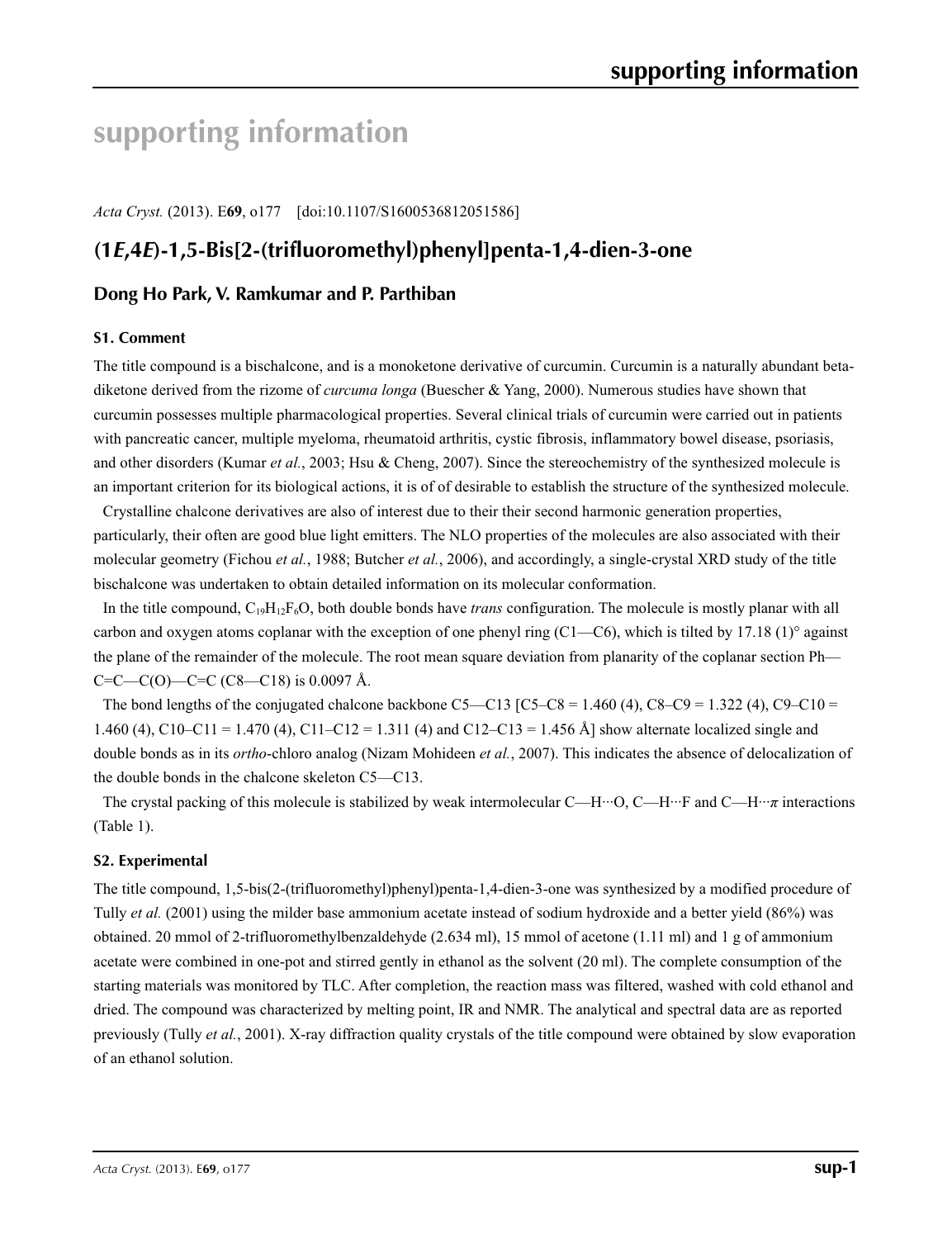# supporting information

*Acta Cryst.* (2013). E**69**, o177 [doi:10.1107/S1600536812051586]

## (1*E*,4*E*)-1,5-Bis[2-(trifluoromethyl)phenyl]penta-1,4-dien-3-one

### Dong Ho Park, V. Ramkumar and P. Parthiban

#### S1. Comment

The title compound is a bischalcone, and is a monoketone derivative of curcumin. Curcumin is a naturally abundant beta-diketone derived from the rizome of *curcuma longa* (Buescher & Yang, 2000). Numerous studies have shown that curcumin possesses multiple pharmacological properties. Several clinical trials of curcumin were carried out in patients with pancreatic cancer, multiple myeloma, rheumatoid arthritis, cystic fibrosis, inflammatory bowel disease, psoriasis, and other disorders (Kumar *et al.*, 2003; Hsu & Cheng, 2007). Since the stereochemistry of the synthesized molecule is an important criterion for its biological actions, it is of of desirable to establish the structure of the synthesized molecule.

Crystalline chalcone derivatives are also of interest due to their their second harmonic generation properties, particularly, their often are good blue light emitters. The NLO properties of the molecules are also associated with their molecular geometry (Fichou *et al.*, 1988; Butcher *et al.*, 2006), and accordingly, a single-crystal XRD study of the title bischalcone was undertaken to obtain detailed information on its molecular conformation.

In the title compound, $C_{19}H_{12}F_6O$, both double bonds have *trans* configuration. The molecule is mostly planar with all carbon and oxygen atoms coplanar with the exception of one phenyl ring (C1—C6), which is tilted by 17.18 (1)° against the plane of the remainder of the molecule. The root mean square deviation from planarity of the coplanar section Ph—C=C—C(O)—C=C (C8—C18) is 0.0097 Å.

The bond lengths of the conjugated chalcone backbone C5—C13 [C5–C8 = 1.460 (4), C8–C9 = 1.322 (4), C9–C10 = 1.460 (4), C10–C11 = 1.470 (4), C11–C12 = 1.311 (4) and C12–C13 = 1.456 Å] show alternate localized single and double bonds as in its *ortho*-chloro analog (Nizam Mohideen *et al.*, 2007). This indicates the absence of delocalization of the double bonds in the chalcone skeleton C5—C13.

The crystal packing of this molecule is stabilized by weak intermolecular C—H···O, C—H···F and C—H···*π* interactions (Table 1).

#### S2. Experimental

The title compound, 1,5-bis(2-(trifluoromethyl)phenyl)penta-1,4-dien-3-one was synthesized by a modified procedure of Tully *et al.* (2001) using the milder base ammonium acetate instead of sodium hydroxide and a better yield (86%) was obtained. 20 mmol of 2-trifluoromethylbenzaldehyde (2.634 ml), 15 mmol of acetone (1.11 ml) and 1 g of ammonium acetate were combined in one-pot and stirred gently in ethanol as the solvent (20 ml). The complete consumption of the starting materials was monitored by TLC. After completion, the reaction mass was filtered, washed with cold ethanol and dried. The compound was characterized by melting point, IR and NMR. The analytical and spectral data are as reported previously (Tully *et al.*, 2001). X-ray diffraction quality crystals of the title compound were obtained by slow evaporation of an ethanol solution.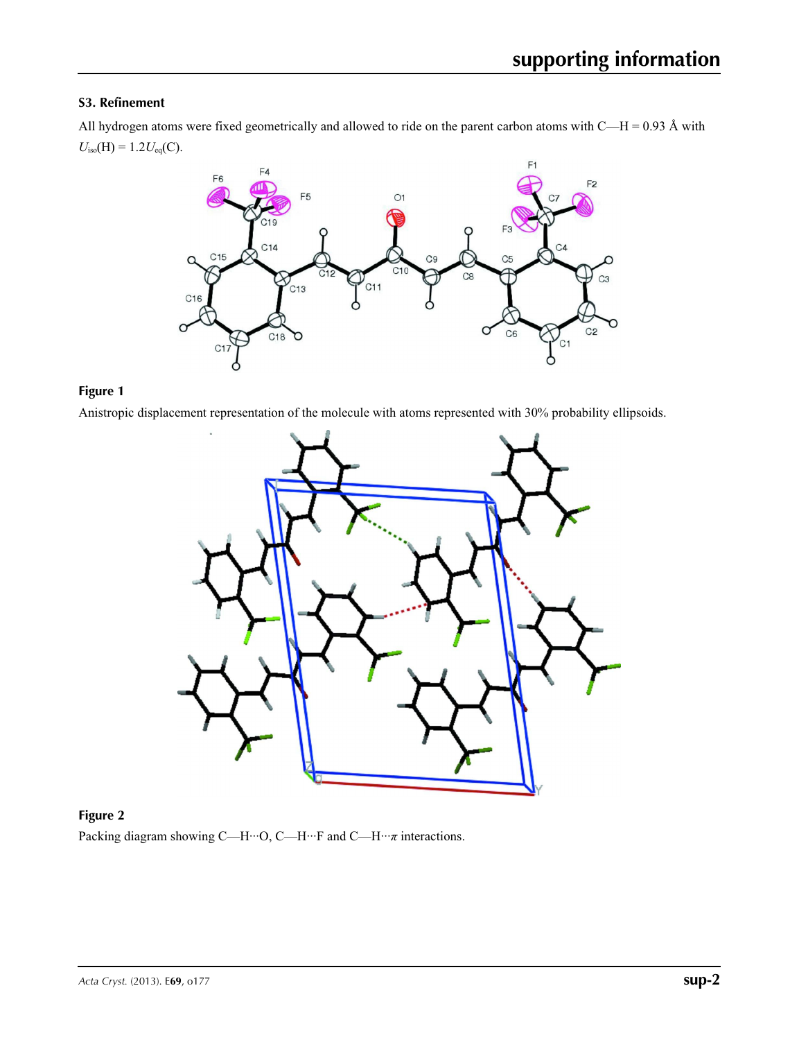### S3. Refinement

All hydrogen atoms were fixed geometrically and allowed to ride on the parent carbon atoms with C—H = 0.93 Å with $U_{iso}(H) = 1.2U_{eq}(C)$.

**Figure 1**

Anistropic displacement representation of the molecule with atoms represented with 30% probability ellipsoids.

**Figure 2**

Packing diagram showing C—H···O, C—H···F and C—H···$\pi$ interactions.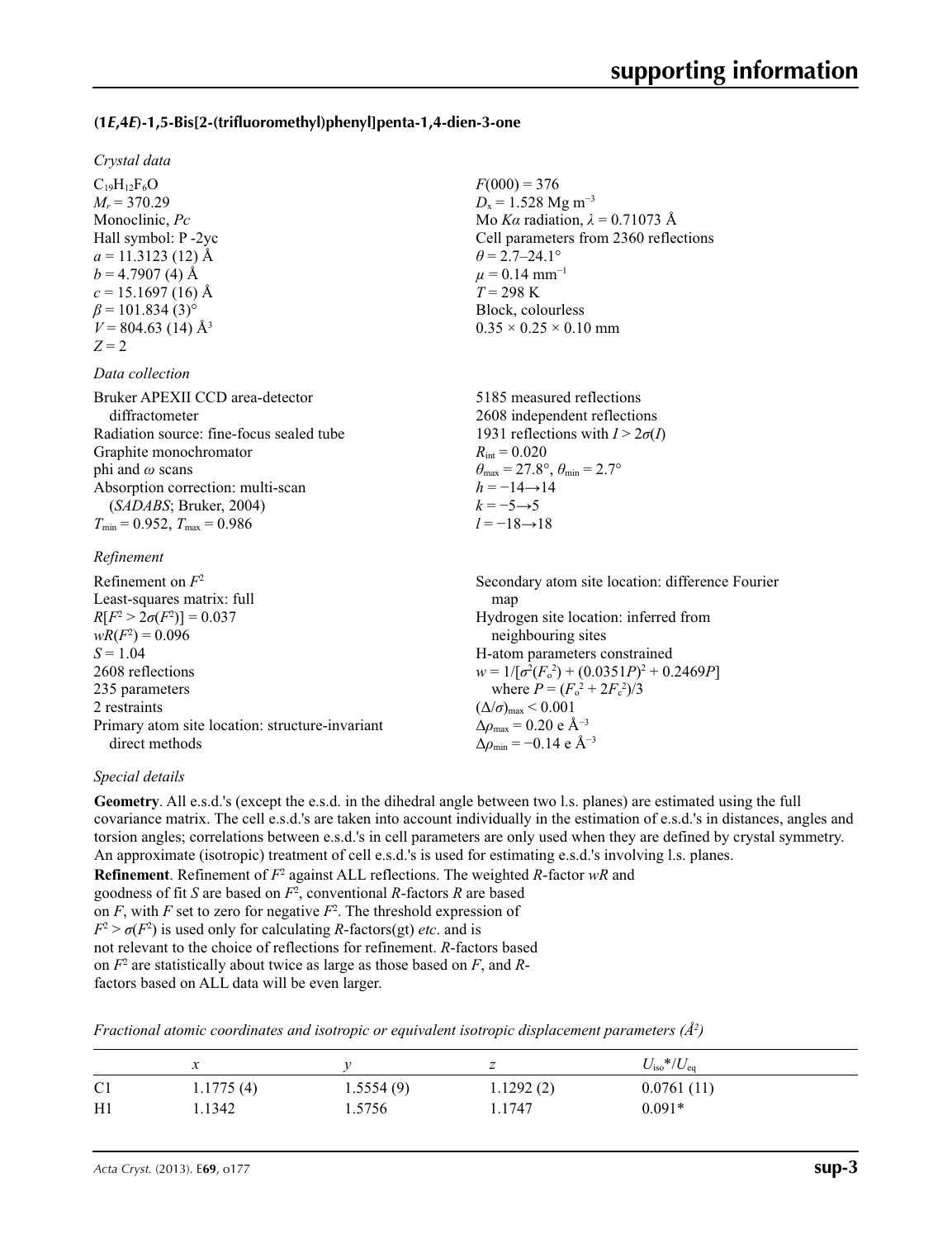### (1*E*,4*E*)-1,5-Bis[2-(trifluoromethyl)phenyl]penta-1,4-dien-3-one

*Crystal data*

| | |
|---|---|
| $C_{19}H_{12}F_6O$ | $F(000) = 376$ |
| $M_r = 370.29$ | $D_x = 1.528$ Mg m$^{-3}$ |
| Monoclinic, *Pc* | Mo *Kα* radiation, $\lambda = 0.71073$ Å |
| Hall symbol: P -2yc | Cell parameters from 2360 reflections |
| $a = 11.3123$ (12) Å | $\theta = 2.7$–24.1° |
| $b = 4.7907$ (4) Å | $\mu = 0.14$ mm$^{-1}$ |
| $c = 15.1697$ (16) Å | $T = 298$ K |
| $\beta = 101.834$ (3)° | Block, colourless |
| $V = 804.63$ (14) Å$^3$ | 0.35 × 0.25 × 0.10 mm |
| $Z = 2$ | |

*Data collection*

| | |
|---|---|
| Bruker APEXII CCD area-detector diffractometer | 5185 measured reflections |
| Radiation source: fine-focus sealed tube | 2608 independent reflections |
| Graphite monochromator | 1931 reflections with $I > 2\sigma(I)$ |
| phi and ω scans | $R_{int} = 0.020$ |
| Absorption correction: multi-scan (*SADABS*; Bruker, 2004) | $\theta_{max} = 27.8°$, $\theta_{min} = 2.7°$ |
| $T_{min} = 0.952$, $T_{max} = 0.986$ | $h = -14 \rightarrow 14$ |
| | $k = -5 \rightarrow 5$ |
| | $l = -18 \rightarrow 18$ |

*Refinement*

| | |
|---|---|
| Refinement on $F^2$ | Secondary atom site location: difference Fourier map |
| Least-squares matrix: full | Hydrogen site location: inferred from neighbouring sites |
| $R[F^2 > 2\sigma(F^2)] = 0.037$ | H-atom parameters constrained |
| $wR(F^2) = 0.096$ | $w = 1/[\sigma^2(F_o^2) + (0.0351P)^2 + 0.2469P]$ where $P = (F_o^2 + 2F_c^2)/3$ |
| $S = 1.04$ | $(\Delta/\sigma)_{max} < 0.001$ |
| 2608 reflections | $\Delta\rho_{max} = 0.20$ e Å$^{-3}$ |
| 235 parameters | $\Delta\rho_{min} = -0.14$ e Å$^{-3}$ |
| 2 restraints | |
| Primary atom site location: structure-invariant direct methods | |

*Special details*

**Geometry**. All e.s.d.'s (except the e.s.d. in the dihedral angle between two l.s. planes) are estimated using the full covariance matrix. The cell e.s.d.'s are taken into account individually in the estimation of e.s.d.'s in distances, angles and torsion angles; correlations between e.s.d.'s in cell parameters are only used when they are defined by crystal symmetry. An approximate (isotropic) treatment of cell e.s.d.'s is used for estimating e.s.d.'s involving l.s. planes.

**Refinement**. Refinement of $F^2$ against ALL reflections. The weighted *R*-factor *wR* and goodness of fit *S* are based on $F^2$, conventional *R*-factors *R* are based on *F*, with *F* set to zero for negative $F^2$. The threshold expression of $F^2 > \sigma(F^2)$ is used only for calculating *R*-factors(gt) *etc*. and is not relevant to the choice of reflections for refinement. *R*-factors based on $F^2$ are statistically about twice as large as those based on *F*, and *R*-factors based on ALL data will be even larger.

*Fractional atomic coordinates and isotropic or equivalent isotropic displacement parameters (Å$^2$)*

| | *x* | *y* | *z* | $U_{iso}$\*/$U_{eq}$ |
|---|---|---|---|---|
| C1 | 1.1775 (4) | 1.5554 (9) | 1.1292 (2) | 0.0761 (11) |
| H1 | 1.1342 | 1.5756 | 1.1747 | 0.091* |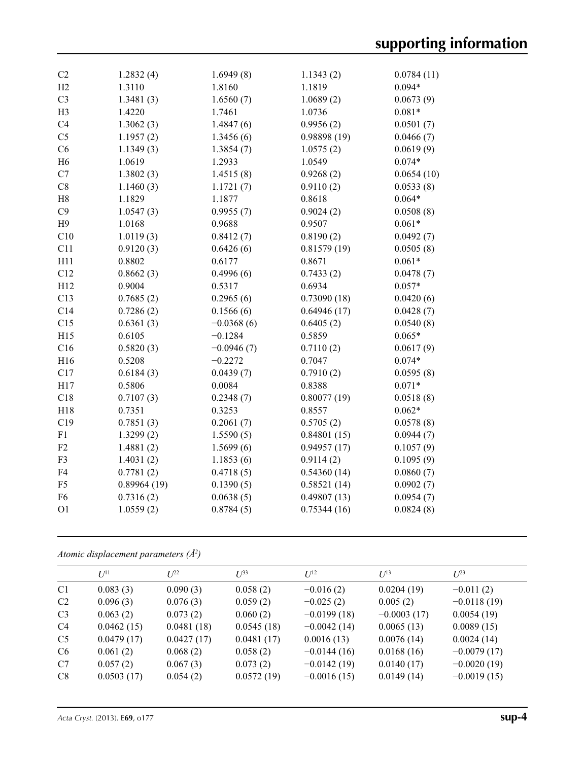| | | | | |
|---|---|---|---|---|
| C2 | 1.2832 (4) | 1.6949 (8) | 1.1343 (2) | 0.0784 (11) |
| H2 | 1.3110 | 1.8160 | 1.1819 | 0.094* |
| C3 | 1.3481 (3) | 1.6560 (7) | 1.0689 (2) | 0.0673 (9) |
| H3 | 1.4220 | 1.7461 | 1.0736 | 0.081* |
| C4 | 1.3062 (3) | 1.4847 (6) | 0.9956 (2) | 0.0501 (7) |
| C5 | 1.1957 (2) | 1.3456 (6) | 0.98898 (19) | 0.0466 (7) |
| C6 | 1.1349 (3) | 1.3854 (7) | 1.0575 (2) | 0.0619 (9) |
| H6 | 1.0619 | 1.2933 | 1.0549 | 0.074* |
| C7 | 1.3802 (3) | 1.4515 (8) | 0.9268 (2) | 0.0654 (10) |
| C8 | 1.1460 (3) | 1.1721 (7) | 0.9110 (2) | 0.0533 (8) |
| H8 | 1.1829 | 1.1877 | 0.8618 | 0.064* |
| C9 | 1.0547 (3) | 0.9955 (7) | 0.9024 (2) | 0.0508 (8) |
| H9 | 1.0168 | 0.9688 | 0.9507 | 0.061* |
| C10 | 1.0119 (3) | 0.8412 (7) | 0.8190 (2) | 0.0492 (7) |
| C11 | 0.9120 (3) | 0.6426 (6) | 0.81579 (19) | 0.0505 (8) |
| H11 | 0.8802 | 0.6177 | 0.8671 | 0.061* |
| C12 | 0.8662 (3) | 0.4996 (6) | 0.7433 (2) | 0.0478 (7) |
| H12 | 0.9004 | 0.5317 | 0.6934 | 0.057* |
| C13 | 0.7685 (2) | 0.2965 (6) | 0.73090 (18) | 0.0420 (6) |
| C14 | 0.7286 (2) | 0.1566 (6) | 0.64946 (17) | 0.0428 (7) |
| C15 | 0.6361 (3) | −0.0368 (6) | 0.6405 (2) | 0.0540 (8) |
| H15 | 0.6105 | −0.1284 | 0.5859 | 0.065* |
| C16 | 0.5820 (3) | −0.0946 (7) | 0.7110 (2) | 0.0617 (9) |
| H16 | 0.5208 | −0.2272 | 0.7047 | 0.074* |
| C17 | 0.6184 (3) | 0.0439 (7) | 0.7910 (2) | 0.0595 (8) |
| H17 | 0.5806 | 0.0084 | 0.8388 | 0.071* |
| C18 | 0.7107 (3) | 0.2348 (7) | 0.80077 (19) | 0.0518 (8) |
| H18 | 0.7351 | 0.3253 | 0.8557 | 0.062* |
| C19 | 0.7851 (3) | 0.2061 (7) | 0.5705 (2) | 0.0578 (8) |
| F1 | 1.3299 (2) | 1.5590 (5) | 0.84801 (15) | 0.0944 (7) |
| F2 | 1.4881 (2) | 1.5699 (6) | 0.94957 (17) | 0.1057 (9) |
| F3 | 1.4031 (2) | 1.1853 (6) | 0.9114 (2) | 0.1095 (9) |
| F4 | 0.7781 (2) | 0.4718 (5) | 0.54360 (14) | 0.0860 (7) |
| F5 | 0.89964 (19) | 0.1390 (5) | 0.58521 (14) | 0.0902 (7) |
| F6 | 0.7316 (2) | 0.0638 (5) | 0.49807 (13) | 0.0954 (7) |
| O1 | 1.0559 (2) | 0.8784 (5) | 0.75344 (16) | 0.0824 (8) |

*Atomic displacement parameters (Å$^2$)*

| | $U^{11}$ | $U^{22}$ | $U^{33}$ | $U^{12}$ | $U^{13}$ | $U^{23}$ |
|---|---|---|---|---|---|---|
| C1 | 0.083 (3) | 0.090 (3) | 0.058 (2) | −0.016 (2) | 0.0204 (19) | −0.011 (2) |
| C2 | 0.096 (3) | 0.076 (3) | 0.059 (2) | −0.025 (2) | 0.005 (2) | −0.0118 (19) |
| C3 | 0.063 (2) | 0.073 (2) | 0.060 (2) | −0.0199 (18) | −0.0003 (17) | 0.0054 (19) |
| C4 | 0.0462 (15) | 0.0481 (18) | 0.0545 (18) | −0.0042 (14) | 0.0065 (13) | 0.0089 (15) |
| C5 | 0.0479 (17) | 0.0427 (17) | 0.0481 (17) | 0.0016 (13) | 0.0076 (14) | 0.0024 (14) |
| C6 | 0.061 (2) | 0.068 (2) | 0.058 (2) | −0.0144 (16) | 0.0168 (16) | −0.0079 (17) |
| C7 | 0.057 (2) | 0.067 (3) | 0.073 (2) | −0.0142 (19) | 0.0140 (17) | −0.0020 (19) |
| C8 | 0.0503 (17) | 0.054 (2) | 0.0572 (19) | −0.0016 (15) | 0.0149 (14) | −0.0019 (15) |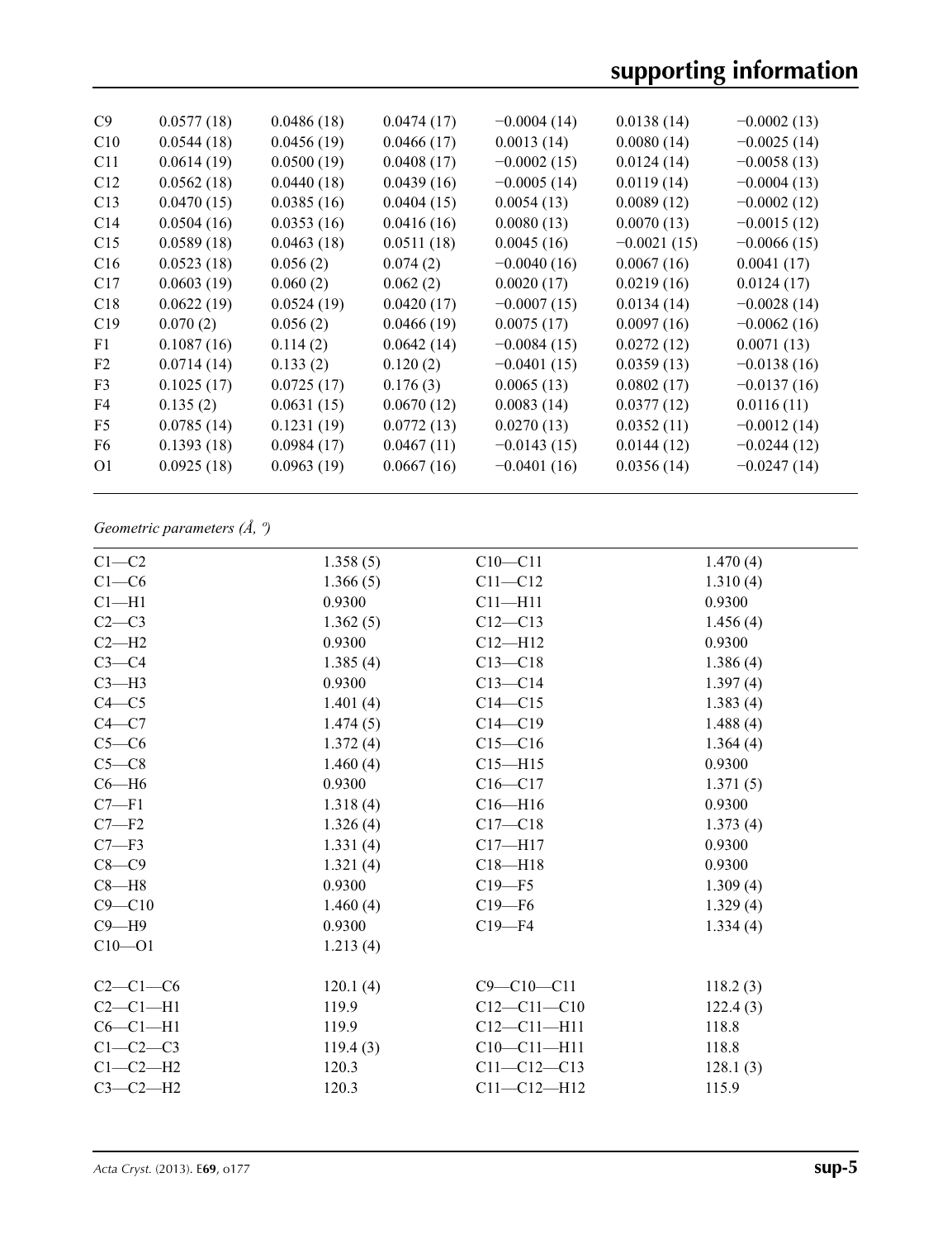| | | | | | | |
|---|---|---|---|---|---|---|
| C9 | 0.0577 (18) | 0.0486 (18) | 0.0474 (17) | −0.0004 (14) | 0.0138 (14) | −0.0002 (13) |
| C10 | 0.0544 (18) | 0.0456 (19) | 0.0466 (17) | 0.0013 (14) | 0.0080 (14) | −0.0025 (14) |
| C11 | 0.0614 (19) | 0.0500 (19) | 0.0408 (17) | −0.0002 (15) | 0.0124 (14) | −0.0058 (13) |
| C12 | 0.0562 (18) | 0.0440 (18) | 0.0439 (16) | −0.0005 (14) | 0.0119 (14) | −0.0004 (13) |
| C13 | 0.0470 (15) | 0.0385 (16) | 0.0404 (15) | 0.0054 (13) | 0.0089 (12) | −0.0002 (12) |
| C14 | 0.0504 (16) | 0.0353 (16) | 0.0416 (16) | 0.0080 (13) | 0.0070 (13) | −0.0015 (12) |
| C15 | 0.0589 (18) | 0.0463 (18) | 0.0511 (18) | 0.0045 (16) | −0.0021 (15) | −0.0066 (15) |
| C16 | 0.0523 (18) | 0.056 (2) | 0.074 (2) | −0.0040 (16) | 0.0067 (16) | 0.0041 (17) |
| C17 | 0.0603 (19) | 0.060 (2) | 0.062 (2) | 0.0020 (17) | 0.0219 (16) | 0.0124 (17) |
| C18 | 0.0622 (19) | 0.0524 (19) | 0.0420 (17) | −0.0007 (15) | 0.0134 (14) | −0.0028 (14) |
| C19 | 0.070 (2) | 0.056 (2) | 0.0466 (19) | 0.0075 (17) | 0.0097 (16) | −0.0062 (16) |
| F1 | 0.1087 (16) | 0.114 (2) | 0.0642 (14) | −0.0084 (15) | 0.0272 (12) | 0.0071 (13) |
| F2 | 0.0714 (14) | 0.133 (2) | 0.120 (2) | −0.0401 (15) | 0.0359 (13) | −0.0138 (16) |
| F3 | 0.1025 (17) | 0.0725 (17) | 0.176 (3) | 0.0065 (13) | 0.0802 (17) | −0.0137 (16) |
| F4 | 0.135 (2) | 0.0631 (15) | 0.0670 (12) | 0.0083 (14) | 0.0377 (12) | 0.0116 (11) |
| F5 | 0.0785 (14) | 0.1231 (19) | 0.0772 (13) | 0.0270 (13) | 0.0352 (11) | −0.0012 (14) |
| F6 | 0.1393 (18) | 0.0984 (17) | 0.0467 (11) | −0.0143 (15) | 0.0144 (12) | −0.0244 (12) |
| O1 | 0.0925 (18) | 0.0963 (19) | 0.0667 (16) | −0.0401 (16) | 0.0356 (14) | −0.0247 (14) |

*Geometric parameters (Å, º)*

| | | | |
|---|---|---|---|
| C1—C2 | 1.358 (5) | C10—C11 | 1.470 (4) |
| C1—C6 | 1.366 (5) | C11—C12 | 1.310 (4) |
| C1—H1 | 0.9300 | C11—H11 | 0.9300 |
| C2—C3 | 1.362 (5) | C12—C13 | 1.456 (4) |
| C2—H2 | 0.9300 | C12—H12 | 0.9300 |
| C3—C4 | 1.385 (4) | C13—C18 | 1.386 (4) |
| C3—H3 | 0.9300 | C13—C14 | 1.397 (4) |
| C4—C5 | 1.401 (4) | C14—C15 | 1.383 (4) |
| C4—C7 | 1.474 (5) | C14—C19 | 1.488 (4) |
| C5—C6 | 1.372 (4) | C15—C16 | 1.364 (4) |
| C5—C8 | 1.460 (4) | C15—H15 | 0.9300 |
| C6—H6 | 0.9300 | C16—C17 | 1.371 (5) |
| C7—F1 | 1.318 (4) | C16—H16 | 0.9300 |
| C7—F2 | 1.326 (4) | C17—C18 | 1.373 (4) |
| C7—F3 | 1.331 (4) | C17—H17 | 0.9300 |
| C8—C9 | 1.321 (4) | C18—H18 | 0.9300 |
| C8—H8 | 0.9300 | C19—F5 | 1.309 (4) |
| C9—C10 | 1.460 (4) | C19—F6 | 1.329 (4) |
| C9—H9 | 0.9300 | C19—F4 | 1.334 (4) |
| C10—O1 | 1.213 (4) | | |
| | | | |
| C2—C1—C6 | 120.1 (4) | C9—C10—C11 | 118.2 (3) |
| C2—C1—H1 | 119.9 | C12—C11—C10 | 122.4 (3) |
| C6—C1—H1 | 119.9 | C12—C11—H11 | 118.8 |
| C1—C2—C3 | 119.4 (3) | C10—C11—H11 | 118.8 |
| C1—C2—H2 | 120.3 | C11—C12—C13 | 128.1 (3) |
| C3—C2—H2 | 120.3 | C11—C12—H12 | 115.9 |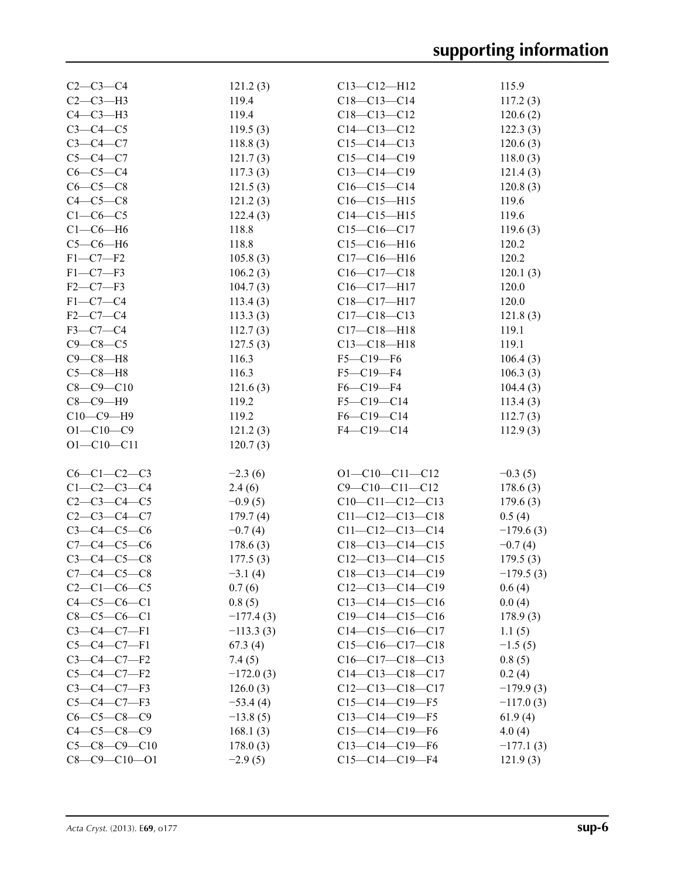| | | | |
|---|---|---|---|
| C2—C3—C4 | 121.2 (3) | C13—C12—H12 | 115.9 |
| C2—C3—H3 | 119.4 | C18—C13—C14 | 117.2 (3) |
| C4—C3—H3 | 119.4 | C18—C13—C12 | 120.6 (2) |
| C3—C4—C5 | 119.5 (3) | C14—C13—C12 | 122.3 (3) |
| C3—C4—C7 | 118.8 (3) | C15—C14—C13 | 120.6 (3) |
| C5—C4—C7 | 121.7 (3) | C15—C14—C19 | 118.0 (3) |
| C6—C5—C4 | 117.3 (3) | C13—C14—C19 | 121.4 (3) |
| C6—C5—C8 | 121.5 (3) | C16—C15—C14 | 120.8 (3) |
| C4—C5—C8 | 121.2 (3) | C16—C15—H15 | 119.6 |
| C1—C6—C5 | 122.4 (3) | C14—C15—H15 | 119.6 |
| C1—C6—H6 | 118.8 | C15—C16—C17 | 119.6 (3) |
| C5—C6—H6 | 118.8 | C15—C16—H16 | 120.2 |
| F1—C7—F2 | 105.8 (3) | C17—C16—H16 | 120.2 |
| F1—C7—F3 | 106.2 (3) | C16—C17—C18 | 120.1 (3) |
| F2—C7—F3 | 104.7 (3) | C16—C17—H17 | 120.0 |
| F1—C7—C4 | 113.4 (3) | C18—C17—H17 | 120.0 |
| F2—C7—C4 | 113.3 (3) | C17—C18—C13 | 121.8 (3) |
| F3—C7—C4 | 112.7 (3) | C17—C18—H18 | 119.1 |
| C9—C8—C5 | 127.5 (3) | C13—C18—H18 | 119.1 |
| C9—C8—H8 | 116.3 | F5—C19—F6 | 106.4 (3) |
| C5—C8—H8 | 116.3 | F5—C19—F4 | 106.3 (3) |
| C8—C9—C10 | 121.6 (3) | F6—C19—F4 | 104.4 (3) |
| C8—C9—H9 | 119.2 | F5—C19—C14 | 113.4 (3) |
| C10—C9—H9 | 119.2 | F6—C19—C14 | 112.7 (3) |
| O1—C10—C9 | 121.2 (3) | F4—C19—C14 | 112.9 (3) |
| O1—C10—C11 | 120.7 (3) | | |

| | | | |
|---|---|---|---|
| C6—C1—C2—C3 | −2.3 (6) | O1—C10—C11—C12 | −0.3 (5) |
| C1—C2—C3—C4 | 2.4 (6) | C9—C10—C11—C12 | 178.6 (3) |
| C2—C3—C4—C5 | −0.9 (5) | C10—C11—C12—C13 | 179.6 (3) |
| C2—C3—C4—C7 | 179.7 (4) | C11—C12—C13—C18 | 0.5 (4) |
| C3—C4—C5—C6 | −0.7 (4) | C11—C12—C13—C14 | −179.6 (3) |
| C7—C4—C5—C6 | 178.6 (3) | C18—C13—C14—C15 | −0.7 (4) |
| C3—C4—C5—C8 | 177.5 (3) | C12—C13—C14—C15 | 179.5 (3) |
| C7—C4—C5—C8 | −3.1 (4) | C18—C13—C14—C19 | −179.5 (3) |
| C2—C1—C6—C5 | 0.7 (6) | C12—C13—C14—C19 | 0.6 (4) |
| C4—C5—C6—C1 | 0.8 (5) | C13—C14—C15—C16 | 0.0 (4) |
| C8—C5—C6—C1 | −177.4 (3) | C19—C14—C15—C16 | 178.9 (3) |
| C3—C4—C7—F1 | −113.3 (3) | C14—C15—C16—C17 | 1.1 (5) |
| C5—C4—C7—F1 | 67.3 (4) | C15—C16—C17—C18 | −1.5 (5) |
| C3—C4—C7—F2 | 7.4 (5) | C16—C17—C18—C13 | 0.8 (5) |
| C5—C4—C7—F2 | −172.0 (3) | C14—C13—C18—C17 | 0.2 (4) |
| C3—C4—C7—F3 | 126.0 (3) | C12—C13—C18—C17 | −179.9 (3) |
| C5—C4—C7—F3 | −53.4 (4) | C15—C14—C19—F5 | −117.0 (3) |
| C6—C5—C8—C9 | −13.8 (5) | C13—C14—C19—F5 | 61.9 (4) |
| C4—C5—C8—C9 | 168.1 (3) | C15—C14—C19—F6 | 4.0 (4) |
| C5—C8—C9—C10 | 178.0 (3) | C13—C14—C19—F6 | −177.1 (3) |
| C8—C9—C10—O1 | −2.9 (5) | C15—C14—C19—F4 | 121.9 (3) |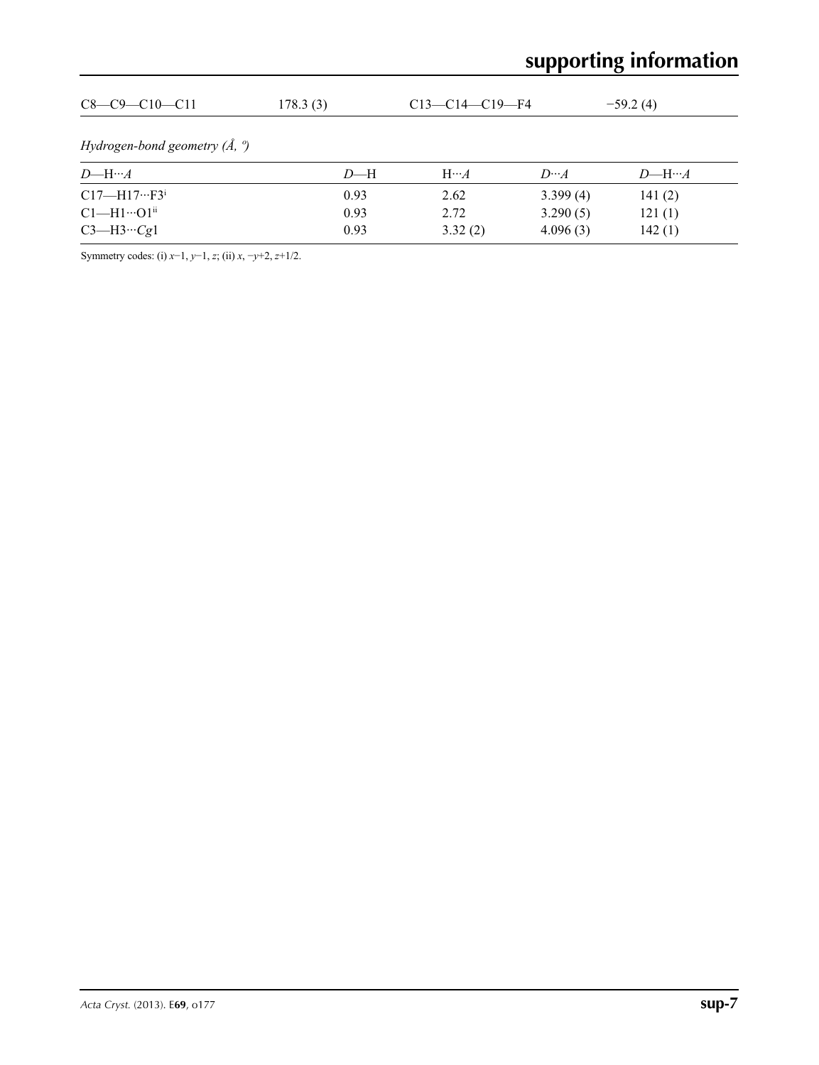| | | | |
|---|---|---|---|
| C8—C9—C10—C11 | 178.3 (3) | C13—C14—C19—F4 | −59.2 (4) |

*Hydrogen-bond geometry (Å, º)*

| *D*—H···*A* | *D*—H | H···*A* | *D*···*A* | *D*—H···*A* |
|---|---|---|---|---|
| C17—H17···F3[i] | 0.93 | 2.62 | 3.399 (4) | 141 (2) |
| C1—H1···O1[ii] | 0.93 | 2.72 | 3.290 (5) | 121 (1) |
| C3—H3···*Cg*1 | 0.93 | 3.32 (2) | 4.096 (3) | 142 (1) |

Symmetry codes: (i) *x*−1, *y*−1, *z*; (ii) *x*, −*y*+2, *z*+1/2.